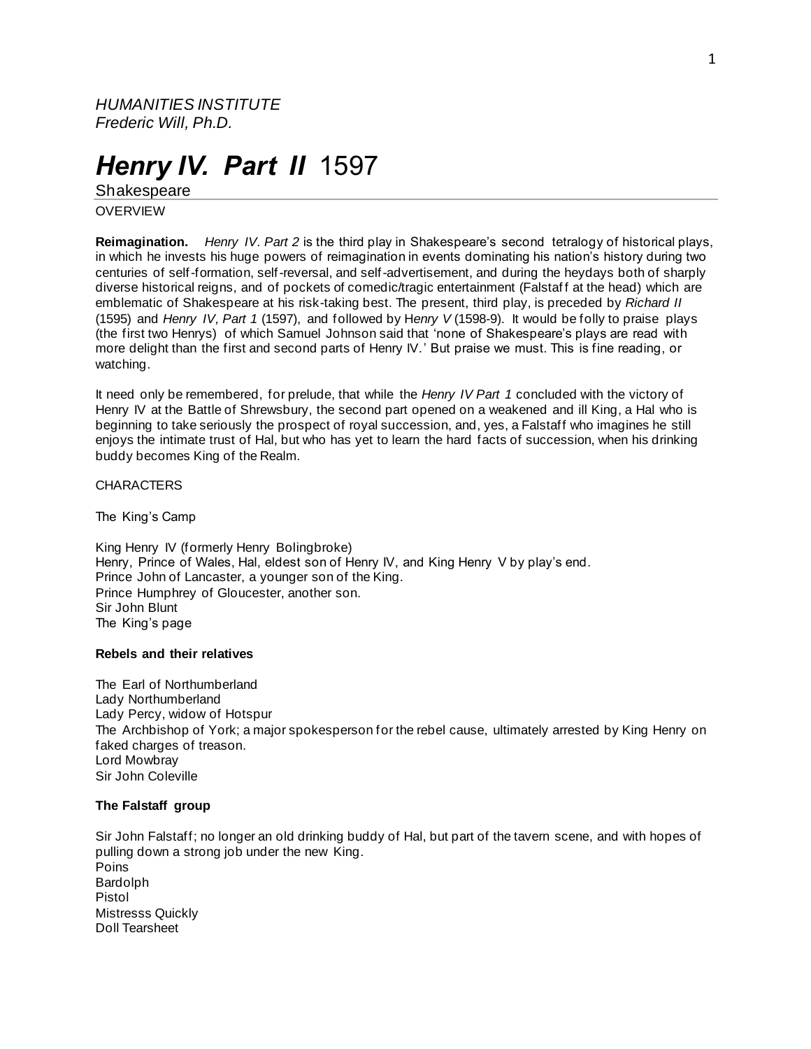*HUMANITIES INSTITUTE*
*Frederic Will, Ph.D.*

# *Henry IV. Part II* 1597

## Shakespeare

OVERVIEW

**Reimagination.** *Henry IV. Part 2* is the third play in Shakespeare's second tetralogy of historical plays, in which he invests his huge powers of reimagination in events dominating his nation's history during two centuries of self-formation, self-reversal, and self-advertisement, and during the heydays both of sharply diverse historical reigns, and of pockets of comedic/tragic entertainment (Falstaff at the head) which are emblematic of Shakespeare at his risk-taking best. The present, third play, is preceded by *Richard II* (1595) and *Henry IV, Part 1* (1597), and followed by H*enry V* (1598-9). It would be folly to praise plays (the first two Henrys) of which Samuel Johnson said that 'none of Shakespeare's plays are read with more delight than the first and second parts of Henry IV.' But praise we must. This is fine reading, or watching.

It need only be remembered, for prelude, that while the *Henry IV Part 1* concluded with the victory of Henry IV at the Battle of Shrewsbury, the second part opened on a weakened and ill King, a Hal who is beginning to take seriously the prospect of royal succession, and, yes, a Falstaff who imagines he still enjoys the intimate trust of Hal, but who has yet to learn the hard facts of succession, when his drinking buddy becomes King of the Realm.

CHARACTERS

The King's Camp

King Henry IV (formerly Henry Bolingbroke)
Henry, Prince of Wales, Hal, eldest son of Henry IV, and King Henry V by play's end.
Prince John of Lancaster, a younger son of the King.
Prince Humphrey of Gloucester, another son.
Sir John Blunt
The King's page

**Rebels and their relatives**

The Earl of Northumberland
Lady Northumberland
Lady Percy, widow of Hotspur
The Archbishop of York; a major spokesperson for the rebel cause, ultimately arrested by King Henry on faked charges of treason.
Lord Mowbray
Sir John Coleville

**The Falstaff group**

Sir John Falstaff; no longer an old drinking buddy of Hal, but part of the tavern scene, and with hopes of pulling down a strong job under the new King.
Poins
Bardolph
Pistol
Mistresss Quickly
Doll Tearsheet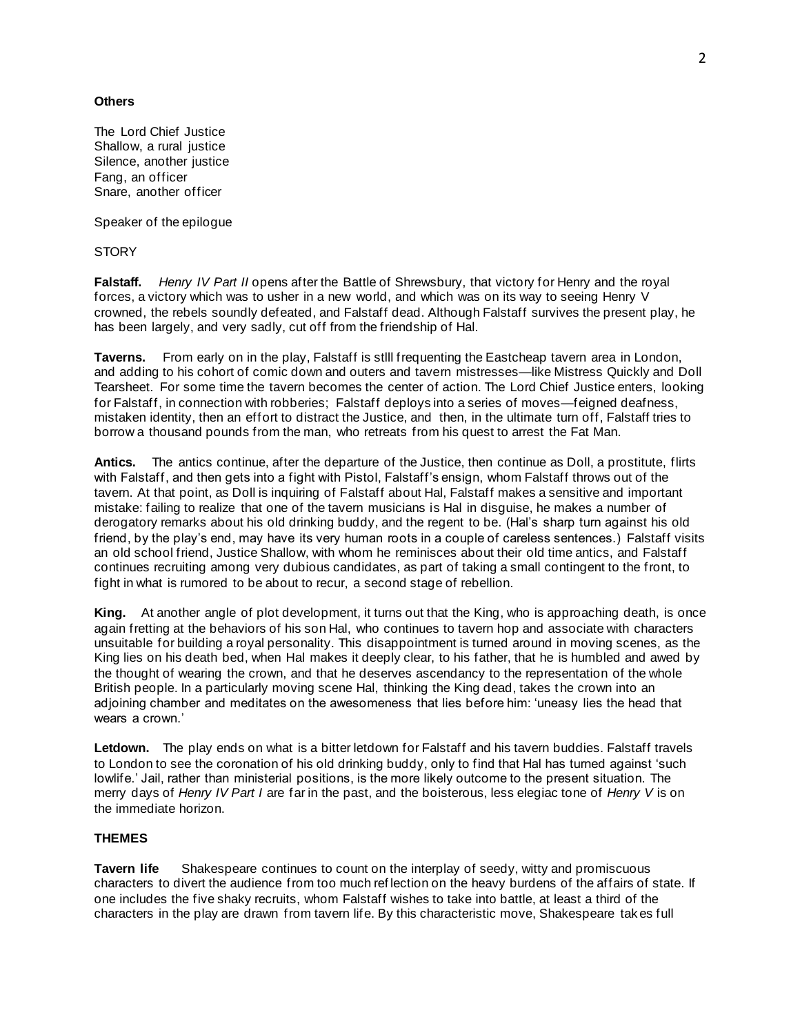**Others**

The Lord Chief Justice
Shallow, a rural justice
Silence, another justice
Fang, an officer
Snare, another officer

Speaker of the epilogue

STORY

**Falstaff.** *Henry IV Part II* opens after the Battle of Shrewsbury, that victory for Henry and the royal forces, a victory which was to usher in a new world, and which was on its way to seeing Henry V crowned, the rebels soundly defeated, and Falstaff dead. Although Falstaff survives the present play, he has been largely, and very sadly, cut off from the friendship of Hal.

**Taverns.** From early on in the play, Falstaff is stlll frequenting the Eastcheap tavern area in London, and adding to his cohort of comic down and outers and tavern mistresses—like Mistress Quickly and Doll Tearsheet. For some time the tavern becomes the center of action. The Lord Chief Justice enters, looking for Falstaff, in connection with robberies; Falstaff deploys into a series of moves—feigned deafness, mistaken identity, then an effort to distract the Justice, and then, in the ultimate turn off, Falstaff tries to borrow a thousand pounds from the man, who retreats from his quest to arrest the Fat Man.

**Antics.** The antics continue, after the departure of the Justice, then continue as Doll, a prostitute, flirts with Falstaff, and then gets into a fight with Pistol, Falstaff's ensign, whom Falstaff throws out of the tavern. At that point, as Doll is inquiring of Falstaff about Hal, Falstaff makes a sensitive and important mistake: failing to realize that one of the tavern musicians is Hal in disguise, he makes a number of derogatory remarks about his old drinking buddy, and the regent to be. (Hal's sharp turn against his old friend, by the play's end, may have its very human roots in a couple of careless sentences.) Falstaff visits an old school friend, Justice Shallow, with whom he reminisces about their old time antics, and Falstaff continues recruiting among very dubious candidates, as part of taking a small contingent to the front, to fight in what is rumored to be about to recur, a second stage of rebellion.

**King.** At another angle of plot development, it turns out that the King, who is approaching death, is once again fretting at the behaviors of his son Hal, who continues to tavern hop and associate with characters unsuitable for building a royal personality. This disappointment is turned around in moving scenes, as the King lies on his death bed, when Hal makes it deeply clear, to his father, that he is humbled and awed by the thought of wearing the crown, and that he deserves ascendancy to the representation of the whole British people. In a particularly moving scene Hal, thinking the King dead, takes the crown into an adjoining chamber and meditates on the awesomeness that lies before him: 'uneasy lies the head that wears a crown.'

**Letdown.** The play ends on what is a bitter letdown for Falstaff and his tavern buddies. Falstaff travels to London to see the coronation of his old drinking buddy, only to find that Hal has turned against 'such lowlife.' Jail, rather than ministerial positions, is the more likely outcome to the present situation. The merry days of *Henry IV Part I* are far in the past, and the boisterous, less elegiac tone of *Henry V* is on the immediate horizon.

**THEMES**

**Tavern life** Shakespeare continues to count on the interplay of seedy, witty and promiscuous characters to divert the audience from too much reflection on the heavy burdens of the affairs of state. If one includes the five shaky recruits, whom Falstaff wishes to take into battle, at least a third of the characters in the play are drawn from tavern life. By this characteristic move, Shakespeare takes full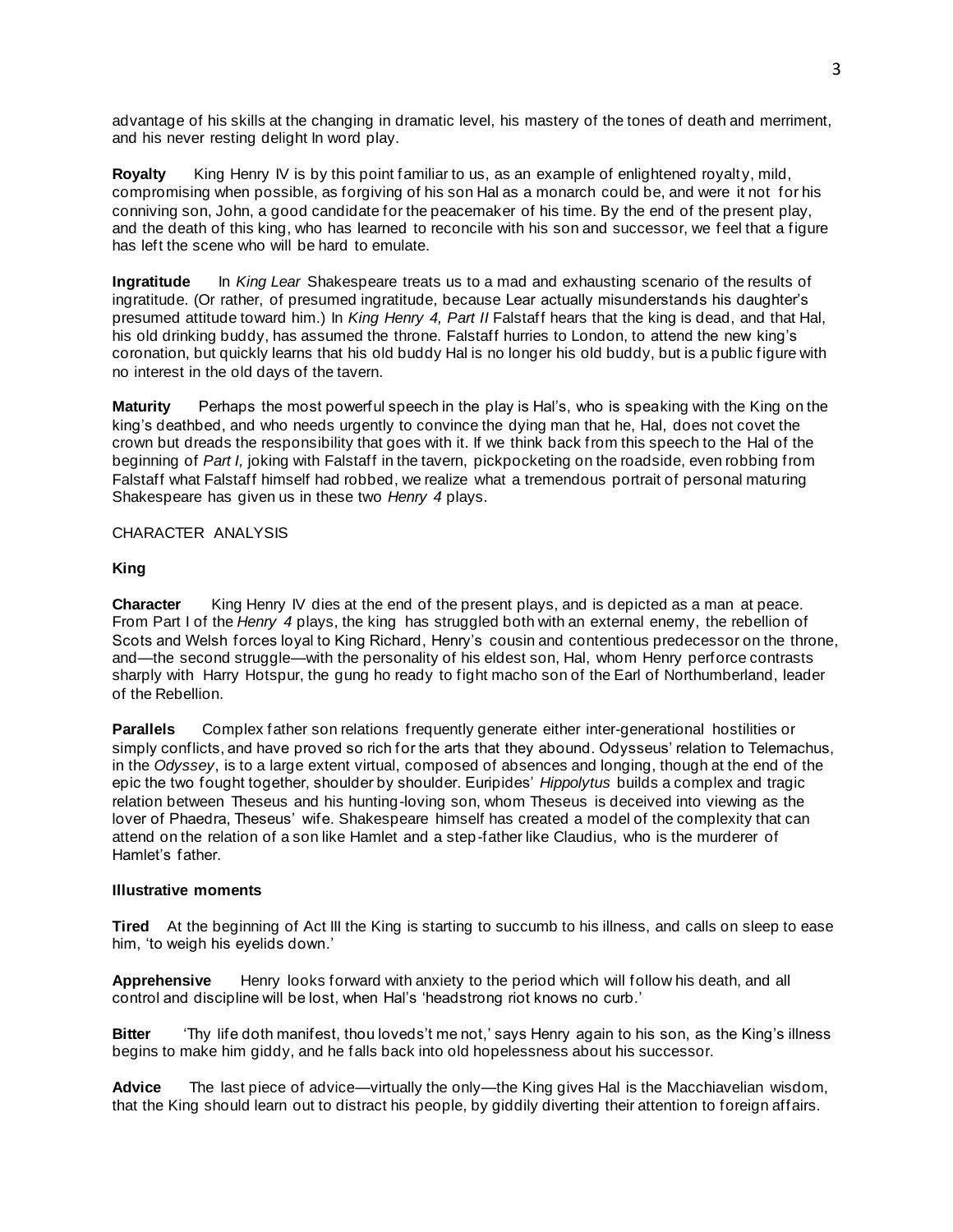advantage of his skills at the changing in dramatic level, his mastery of the tones of death and merriment, and his never resting delight In word play.

**Royalty** King Henry IV is by this point familiar to us, as an example of enlightened royalty, mild, compromising when possible, as forgiving of his son Hal as a monarch could be, and were it not for his conniving son, John, a good candidate for the peacemaker of his time. By the end of the present play, and the death of this king, who has learned to reconcile with his son and successor, we feel that a figure has left the scene who will be hard to emulate.

**Ingratitude** In *King Lear* Shakespeare treats us to a mad and exhausting scenario of the results of ingratitude. (Or rather, of presumed ingratitude, because Lear actually misunderstands his daughter's presumed attitude toward him.) In *King Henry 4, Part II* Falstaff hears that the king is dead, and that Hal, his old drinking buddy, has assumed the throne. Falstaff hurries to London, to attend the new king's coronation, but quickly learns that his old buddy Hal is no longer his old buddy, but is a public figure with no interest in the old days of the tavern.

**Maturity** Perhaps the most powerful speech in the play is Hal's, who is speaking with the King on the king's deathbed, and who needs urgently to convince the dying man that he, Hal, does not covet the crown but dreads the responsibility that goes with it. If we think back from this speech to the Hal of the beginning of *Part I,* joking with Falstaff in the tavern, pickpocketing on the roadside, even robbing from Falstaff what Falstaff himself had robbed, we realize what a tremendous portrait of personal maturing Shakespeare has given us in these two *Henry 4* plays.

CHARACTER ANALYSIS

**King**

**Character** King Henry IV dies at the end of the present plays, and is depicted as a man at peace. From Part I of the *Henry 4* plays, the king has struggled both with an external enemy, the rebellion of Scots and Welsh forces loyal to King Richard, Henry's cousin and contentious predecessor on the throne, and—the second struggle—with the personality of his eldest son, Hal, whom Henry perforce contrasts sharply with Harry Hotspur, the gung ho ready to fight macho son of the Earl of Northumberland, leader of the Rebellion.

**Parallels** Complex father son relations frequently generate either inter-generational hostilities or simply conflicts, and have proved so rich for the arts that they abound. Odysseus' relation to Telemachus, in the *Odyssey*, is to a large extent virtual, composed of absences and longing, though at the end of the epic the two fought together, shoulder by shoulder. Euripides' *Hippolytus* builds a complex and tragic relation between Theseus and his hunting-loving son, whom Theseus is deceived into viewing as the lover of Phaedra, Theseus' wife. Shakespeare himself has created a model of the complexity that can attend on the relation of a son like Hamlet and a step-father like Claudius, who is the murderer of Hamlet's father.

**Illustrative moments**

**Tired** At the beginning of Act III the King is starting to succumb to his illness, and calls on sleep to ease him, 'to weigh his eyelids down.'

**Apprehensive** Henry looks forward with anxiety to the period which will follow his death, and all control and discipline will be lost, when Hal's 'headstrong riot knows no curb.'

**Bitter** 'Thy life doth manifest, thou loveds't me not,' says Henry again to his son, as the King's illness begins to make him giddy, and he falls back into old hopelessness about his successor.

**Advice** The last piece of advice—virtually the only—the King gives Hal is the Macchiavelian wisdom, that the King should learn out to distract his people, by giddily diverting their attention to foreign affairs.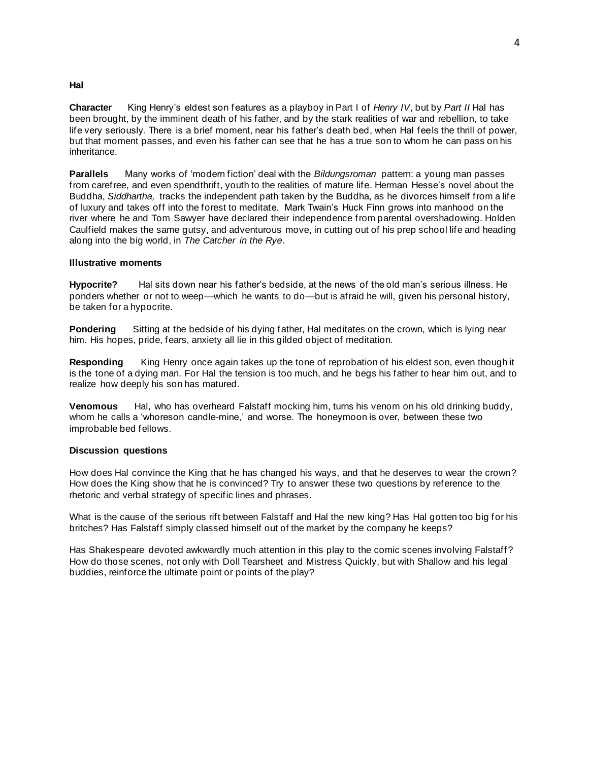**Hal**

**Character** King Henry's eldest son features as a playboy in Part I of *Henry IV*, but by *Part II* Hal has been brought, by the imminent death of his father, and by the stark realities of war and rebellion, to take life very seriously. There is a brief moment, near his father's death bed, when Hal feels the thrill of power, but that moment passes, and even his father can see that he has a true son to whom he can pass on his inheritance.

**Parallels** Many works of 'modern fiction' deal with the *Bildungsroman* pattern: a young man passes from carefree, and even spendthrift, youth to the realities of mature life. Herman Hesse's novel about the Buddha, *Siddhartha,* tracks the independent path taken by the Buddha, as he divorces himself from a life of luxury and takes off into the forest to meditate. Mark Twain's Huck Finn grows into manhood on the river where he and Tom Sawyer have declared their independence from parental overshadowing. Holden Caulfield makes the same gutsy, and adventurous move, in cutting out of his prep school life and heading along into the big world, in *The Catcher in the Rye*.

**Illustrative moments**

**Hypocrite?** Hal sits down near his father's bedside, at the news of the old man's serious illness. He ponders whether or not to weep—which he wants to do—but is afraid he will, given his personal history, be taken for a hypocrite.

**Pondering** Sitting at the bedside of his dying father, Hal meditates on the crown, which is lying near him. His hopes, pride, fears, anxiety all lie in this gilded object of meditation.

**Responding** King Henry once again takes up the tone of reprobation of his eldest son, even though it is the tone of a dying man. For Hal the tension is too much, and he begs his father to hear him out, and to realize how deeply his son has matured.

**Venomous** Hal, who has overheard Falstaff mocking him, turns his venom on his old drinking buddy, whom he calls a 'whoreson candle-mine,' and worse. The honeymoon is over, between these two improbable bed fellows.

**Discussion questions**

How does Hal convince the King that he has changed his ways, and that he deserves to wear the crown? How does the King show that he is convinced? Try to answer these two questions by reference to the rhetoric and verbal strategy of specific lines and phrases.

What is the cause of the serious rift between Falstaff and Hal the new king? Has Hal gotten too big for his britches? Has Falstaff simply classed himself out of the market by the company he keeps?

Has Shakespeare devoted awkwardly much attention in this play to the comic scenes involving Falstaff? How do those scenes, not only with Doll Tearsheet and Mistress Quickly, but with Shallow and his legal buddies, reinforce the ultimate point or points of the play?